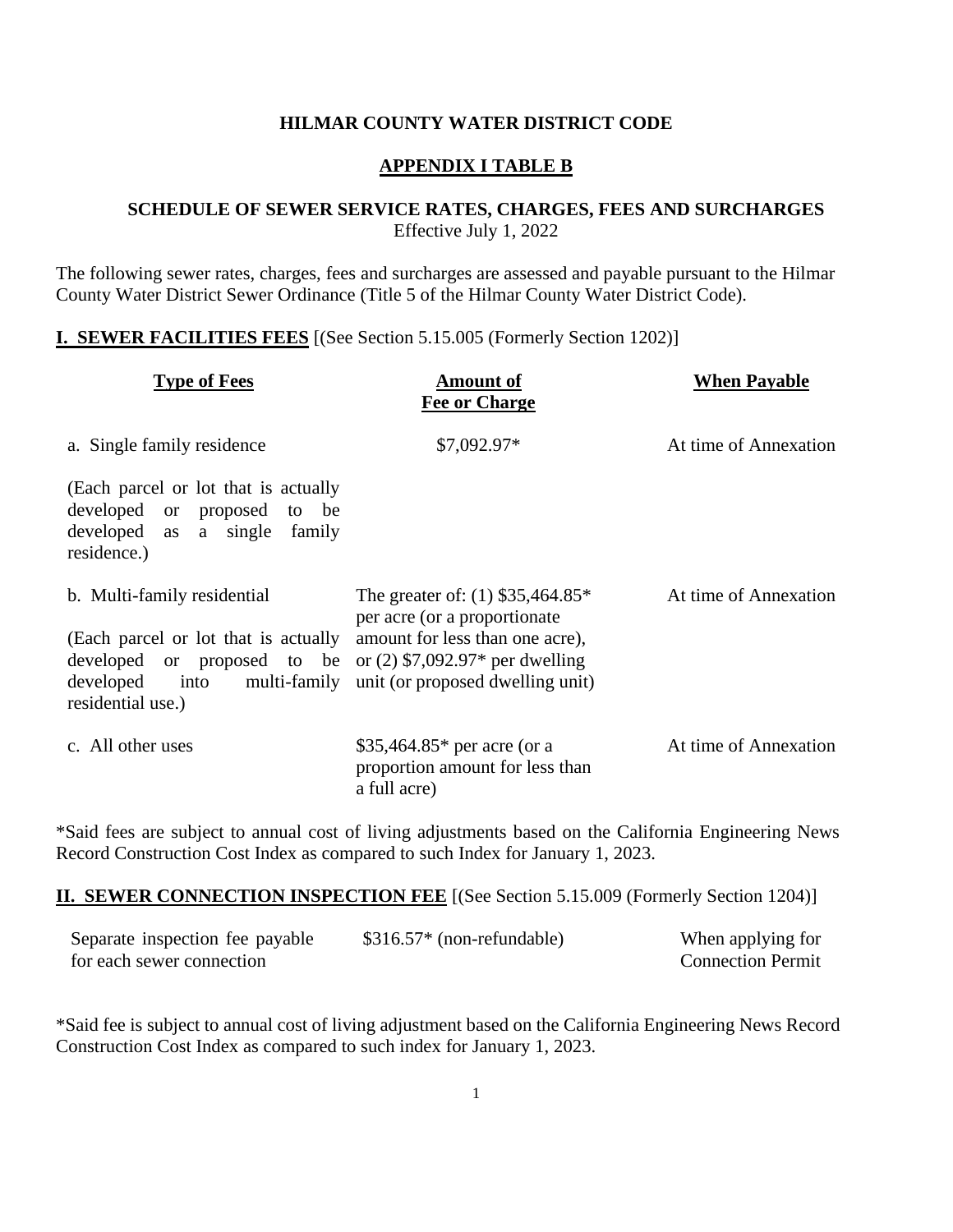# HILMAR COUNTY WATER DISTRICT CODE

## APPENDIX I TABLE B

### SCHEDULE OF SEWER SERVICE RATES, CHARGES, FEES AND SURCHARGES

Effective July 1, 2022

The following sewer rates, charges, fees and surcharges are assessed and payable pursuant to the Hilmar County Water District Sewer Ordinance (Title 5 of the Hilmar County Water District Code).

**I. SEWER FACILITIES FEES** [(See Section 5.15.005 (Formerly Section 1202)]

| Type of Fees | Amount of Fee or Charge | When Payable |
|---|---|---|
| a. Single family residence<br><br>(Each parcel or lot that is actually developed or proposed to be developed as a single family residence.) | $7,092.97* | At time of Annexation |
| b. Multi-family residential<br><br>(Each parcel or lot that is actually developed or proposed to be developed into multi-family residential use.) | The greater of: (1) $35,464.85* per acre (or a proportionate amount for less than one acre), or (2) $7,092.97* per dwelling unit (or proposed dwelling unit) | At time of Annexation |
| c. All other uses | $35,464.85* per acre (or a proportion amount for less than a full acre) | At time of Annexation |

*Said fees are subject to annual cost of living adjustments based on the California Engineering News Record Construction Cost Index as compared to such Index for January 1, 2023.

**II. SEWER CONNECTION INSPECTION FEE** [(See Section 5.15.009 (Formerly Section 1204)]

| | | |
|---|---|---|
| Separate inspection fee payable for each sewer connection | $316.57* (non-refundable) | When applying for Connection Permit |

*Said fee is subject to annual cost of living adjustment based on the California Engineering News Record Construction Cost Index as compared to such index for January 1, 2023.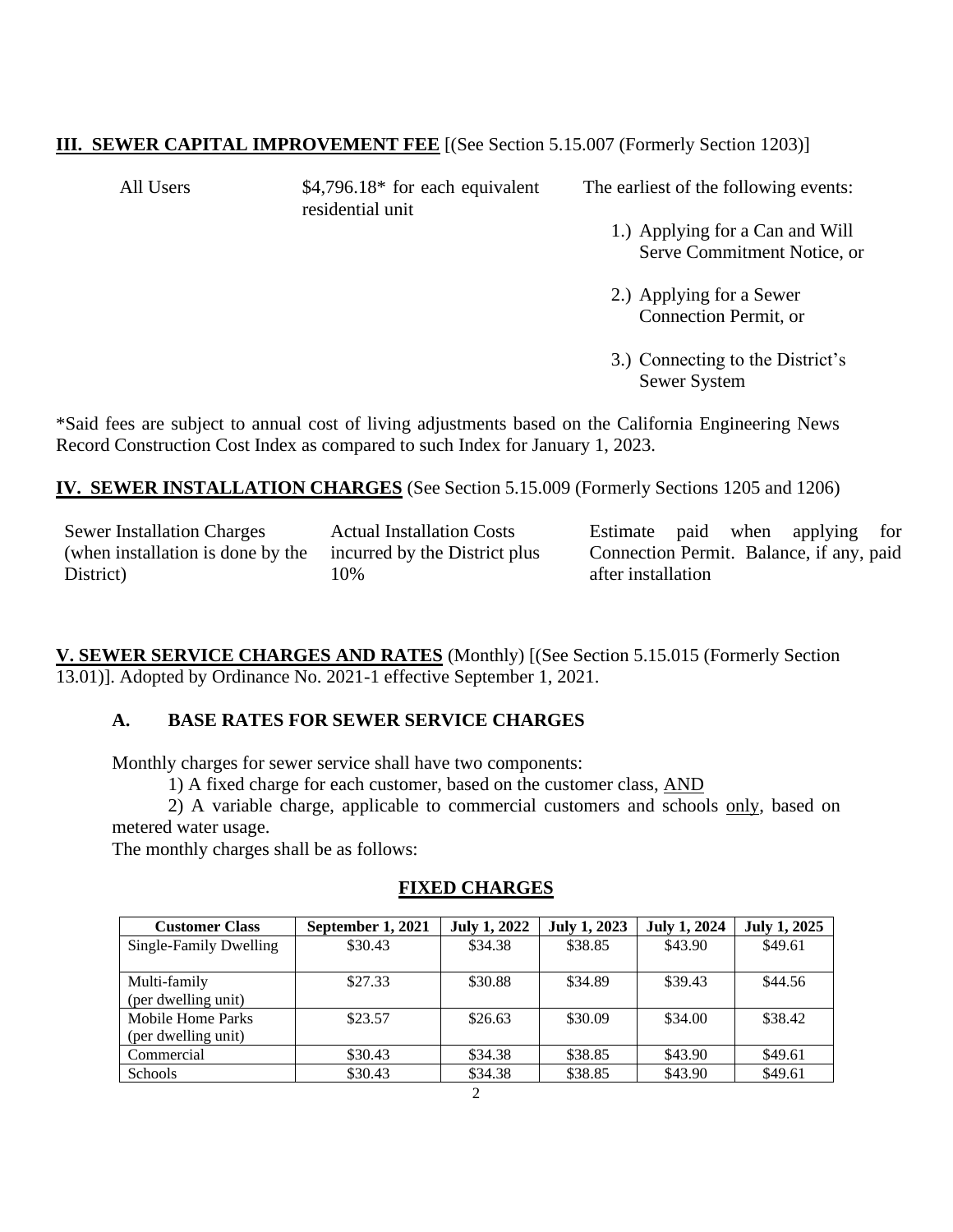**III. SEWER CAPITAL IMPROVEMENT FEE** [(See Section 5.15.007 (Formerly Section 1203)]

| | | |
|---|---|---|
| All Users | $4,796.18* for each equivalent residential unit | The earliest of the following events:<br>1.) Applying for a Can and Will Serve Commitment Notice, or<br>2.) Applying for a Sewer Connection Permit, or<br>3.) Connecting to the District's Sewer System |

*Said fees are subject to annual cost of living adjustments based on the California Engineering News Record Construction Cost Index as compared to such Index for January 1, 2023.

**IV. SEWER INSTALLATION CHARGES** (See Section 5.15.009 (Formerly Sections 1205 and 1206)

| | | |
|---|---|---|
| Sewer Installation Charges (when installation is done by the District) | Actual Installation Costs incurred by the District plus 10% | Estimate paid when applying for Connection Permit. Balance, if any, paid after installation |

**V. SEWER SERVICE CHARGES AND RATES** (Monthly) [(See Section 5.15.015 (Formerly Section 13.01)]. Adopted by Ordinance No. 2021-1 effective September 1, 2021.

**A. BASE RATES FOR SEWER SERVICE CHARGES**

Monthly charges for sewer service shall have two components:

1) A fixed charge for each customer, based on the customer class, AND

2) A variable charge, applicable to commercial customers and schools only, based on metered water usage.

The monthly charges shall be as follows:

**FIXED CHARGES**

| Customer Class | September 1, 2021 | July 1, 2022 | July 1, 2023 | July 1, 2024 | July 1, 2025 |
|---|---|---|---|---|---|
| Single-Family Dwelling | $30.43 | $34.38 | $38.85 | $43.90 | $49.61 |
| Multi-family (per dwelling unit) | $27.33 | $30.88 | $34.89 | $39.43 | $44.56 |
| Mobile Home Parks (per dwelling unit) | $23.57 | $26.63 | $30.09 | $34.00 | $38.42 |
| Commercial | $30.43 | $34.38 | $38.85 | $43.90 | $49.61 |
| Schools | $30.43 | $34.38 | $38.85 | $43.90 | $49.61 |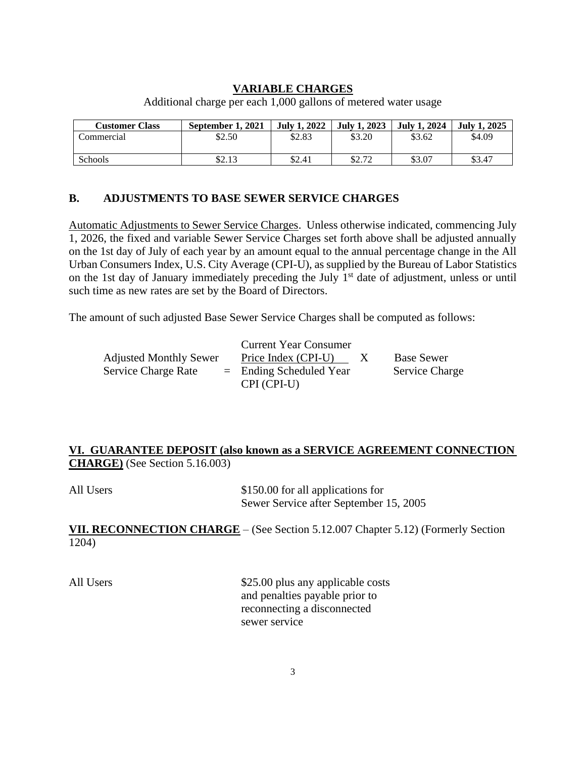**VARIABLE CHARGES**

Additional charge per each 1,000 gallons of metered water usage

| Customer Class | September 1, 2021 | July 1, 2022 | July 1, 2023 | July 1, 2024 | July 1, 2025 |
|---|---|---|---|---|---|
| Commercial | $2.50 | $2.83 | $3.20 | $3.62 | $4.09 |
| Schools | $2.13 | $2.41 | $2.72 | $3.07 | $3.47 |

## B. ADJUSTMENTS TO BASE SEWER SERVICE CHARGES

Automatic Adjustments to Sewer Service Charges. Unless otherwise indicated, commencing July 1, 2026, the fixed and variable Sewer Service Charges set forth above shall be adjusted annually on the 1st day of July of each year by an amount equal to the annual percentage change in the All Urban Consumers Index, U.S. City Average (CPI-U), as supplied by the Bureau of Labor Statistics on the 1st day of January immediately preceding the July 1st date of adjustment, unless or until such time as new rates are set by the Board of Directors.

The amount of such adjusted Base Sewer Service Charges shall be computed as follows:

$$\text{Adjusted Monthly Sewer Service Charge Rate} = \frac{\text{Current Year Consumer Price Index (CPI-U)}}{\text{Ending Scheduled Year CPI (CPI-U)}} \times \text{Base Sewer Service Charge}$$

## VI. GUARANTEE DEPOSIT (also known as a SERVICE AGREEMENT CONNECTION CHARGE) (See Section 5.16.003)

All Users — $150.00 for all applications for Sewer Service after September 15, 2005

## VII. RECONNECTION CHARGE – (See Section 5.12.007 Chapter 5.12) (Formerly Section 1204)

All Users — $25.00 plus any applicable costs and penalties payable prior to reconnecting a disconnected sewer service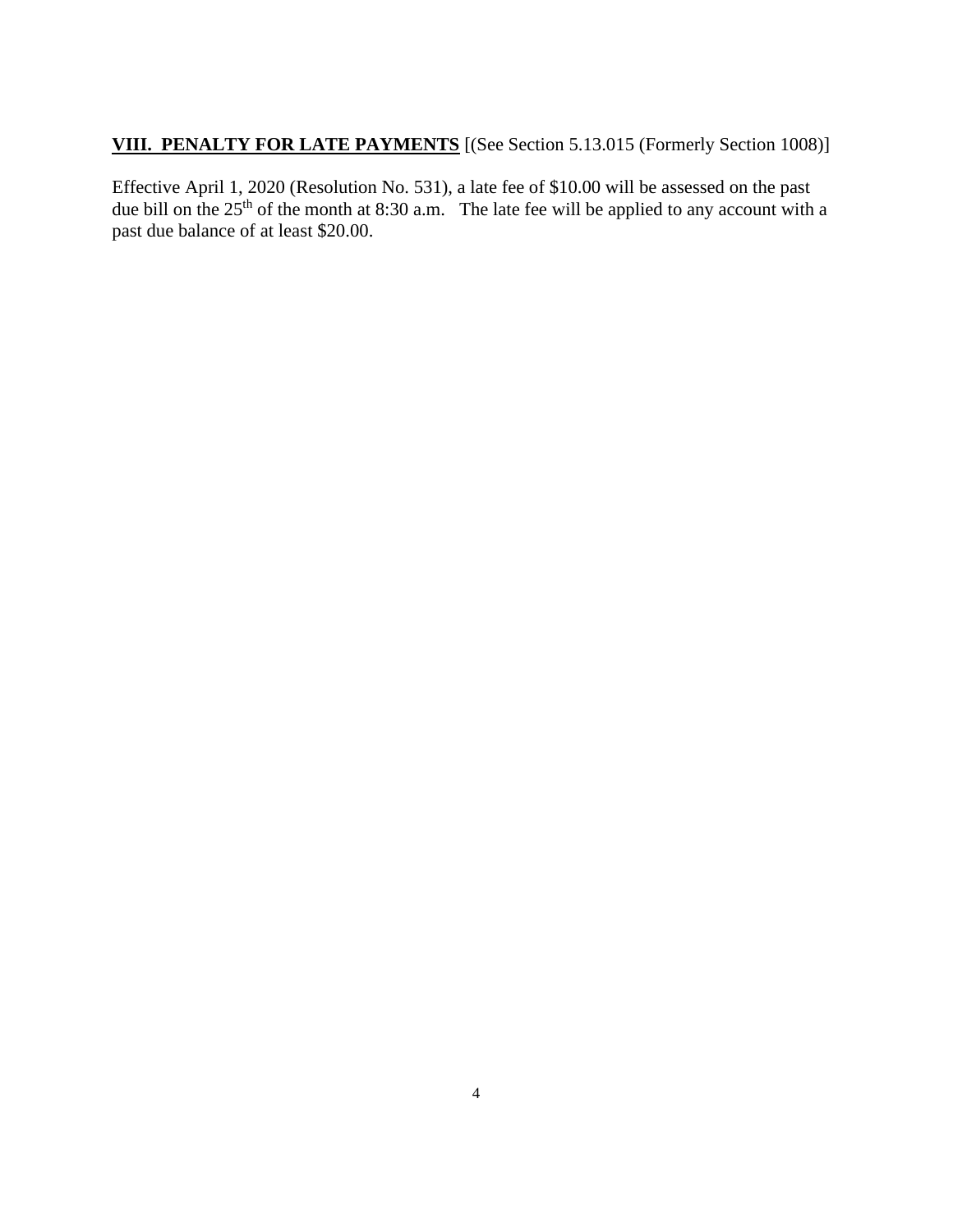**VIII. PENALTY FOR LATE PAYMENTS** [(See Section 5.13.015 (Formerly Section 1008)]

Effective April 1, 2020 (Resolution No. 531), a late fee of $10.00 will be assessed on the past due bill on the 25th of the month at 8:30 a.m. The late fee will be applied to any account with a past due balance of at least $20.00.